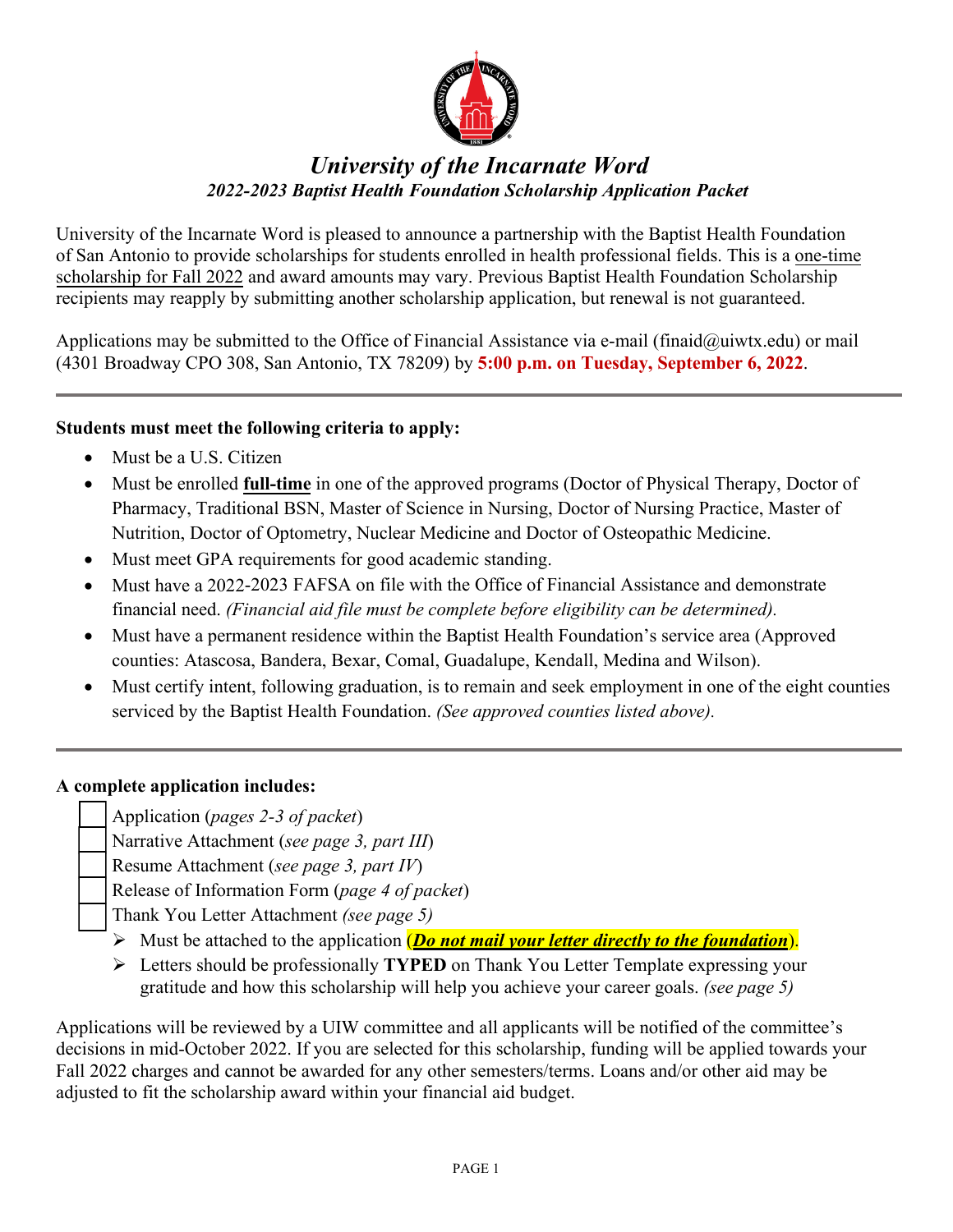# *University of the Incarnate Word*

## *2022-2023 Baptist Health Foundation Scholarship Application Packet*

University of the Incarnate Word is pleased to announce a partnership with the Baptist Health Foundation of San Antonio to provide scholarships for students enrolled in health professional fields. This is a one-time scholarship for Fall 2022 and award amounts may vary. Previous Baptist Health Foundation Scholarship recipients may reapply by submitting another scholarship application, but renewal is not guaranteed.

Applications may be submitted to the Office of Financial Assistance via e-mail (finaid@uiwtx.edu) or mail (4301 Broadway CPO 308, San Antonio, TX 78209) by **5:00 p.m. on Tuesday, September 6, 2022**.

---

**Students must meet the following criteria to apply:**

- Must be a U.S. Citizen
- Must be enrolled **full-time** in one of the approved programs (Doctor of Physical Therapy, Doctor of Pharmacy, Traditional BSN, Master of Science in Nursing, Doctor of Nursing Practice, Master of Nutrition, Doctor of Optometry, Nuclear Medicine and Doctor of Osteopathic Medicine.
- Must meet GPA requirements for good academic standing.
- Must have a 2022-2023 FAFSA on file with the Office of Financial Assistance and demonstrate financial need. *(Financial aid file must be complete before eligibility can be determined).*
- Must have a permanent residence within the Baptist Health Foundation's service area (Approved counties: Atascosa, Bandera, Bexar, Comal, Guadalupe, Kendall, Medina and Wilson).
- Must certify intent, following graduation, is to remain and seek employment in one of the eight counties serviced by the Baptist Health Foundation. *(See approved counties listed above).*

---

**A complete application includes:**

- ☐ Application (*pages 2-3 of packet*)
- ☐ Narrative Attachment (*see page 3, part III*)
- ☐ Resume Attachment (*see page 3, part IV*)
- ☐ Release of Information Form (*page 4 of packet*)
- ☐ Thank You Letter Attachment *(see page 5)*
  - Must be attached to the application (***Do not mail your letter directly to the foundation***).
  - Letters should be professionally **TYPED** on Thank You Letter Template expressing your gratitude and how this scholarship will help you achieve your career goals. *(see page 5)*

Applications will be reviewed by a UIW committee and all applicants will be notified of the committee's decisions in mid-October 2022. If you are selected for this scholarship, funding will be applied towards your Fall 2022 charges and cannot be awarded for any other semesters/terms. Loans and/or other aid may be adjusted to fit the scholarship award within your financial aid budget.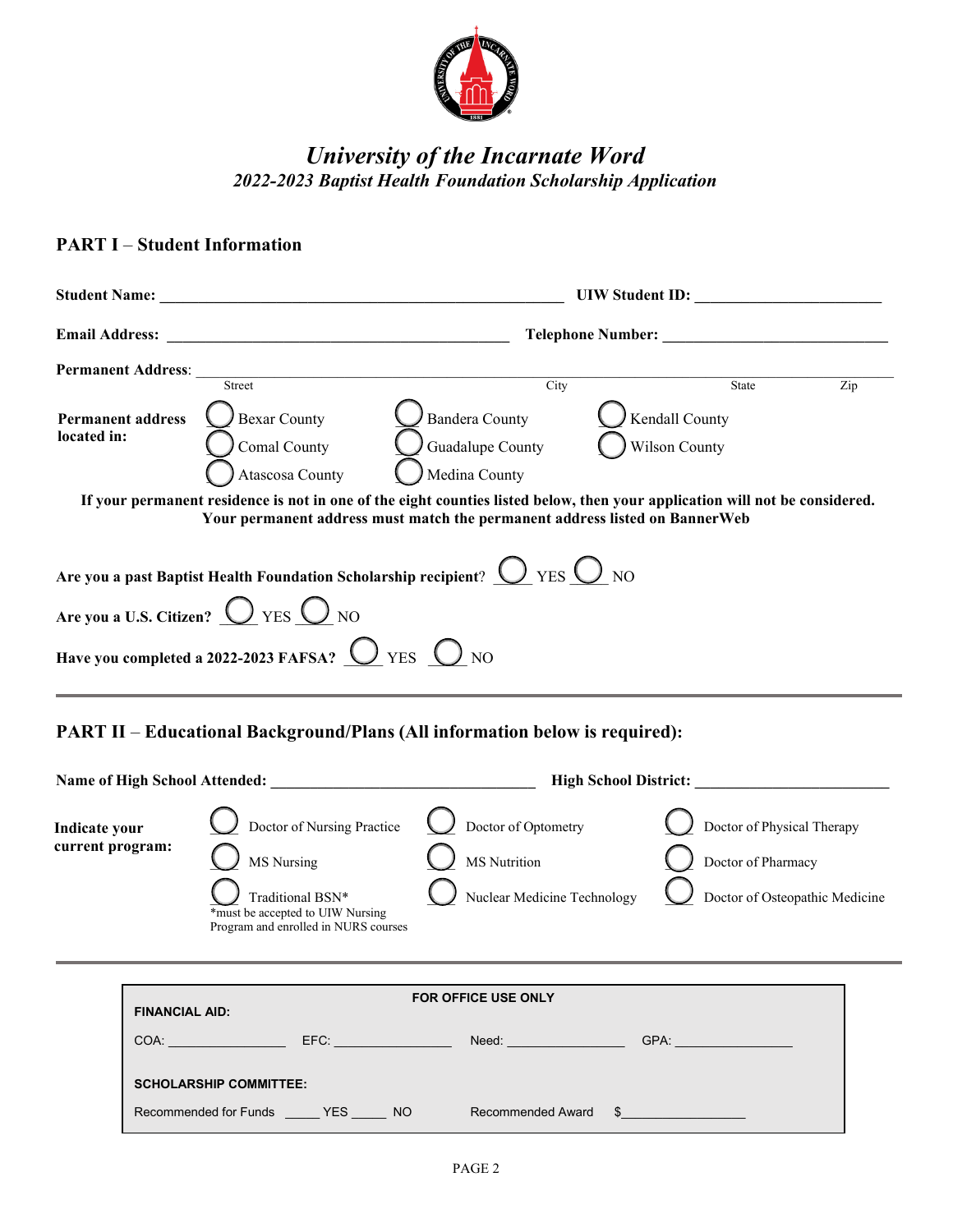# University of the Incarnate Word

## *2022-2023 Baptist Health Foundation Scholarship Application*

## PART I – Student Information

**Student Name:** ______________________________________________ **UIW Student ID:** ______________________

**Email Address:** ________________________________________ **Telephone Number:** ____________________________

**Permanent Address**: ____________________________________________________________________________
Street City State Zip

**Permanent address located in:**

- ◯ Bexar County
- ◯ Comal County
- ◯ Atascosa County
- ◯ Bandera County
- ◯ Guadalupe County
- ◯ Medina County
- ◯ Kendall County
- ◯ Wilson County

**If your permanent residence is not in one of the eight counties listed below, then your application will not be considered. Your permanent address must match the permanent address listed on BannerWeb**

**Are you a past Baptist Health Foundation Scholarship recipient**? ◯ YES ◯ NO

**Are you a U.S. Citizen?** ◯ YES ◯ NO

**Have you completed a 2022-2023 FAFSA?** ◯ YES ◯ NO

---

## PART II – Educational Background/Plans (All information below is required):

**Name of High School Attended:** _________________________________ **High School District:** ________________________

**Indicate your current program:**

- ◯ Doctor of Nursing Practice
- ◯ MS Nursing
- ◯ Traditional BSN*
  *must be accepted to UIW Nursing Program and enrolled in NURS courses
- ◯ Doctor of Optometry
- ◯ MS Nutrition
- ◯ Nuclear Medicine Technology
- ◯ Doctor of Physical Therapy
- ◯ Doctor of Pharmacy
- ◯ Doctor of Osteopathic Medicine

---

**FOR OFFICE USE ONLY**

**FINANCIAL AID:**

COA: ________________ EFC: ________________ Need: ________________ GPA: ________________

**SCHOLARSHIP COMMITTEE:**

Recommended for Funds _____ YES _____ NO Recommended Award $________________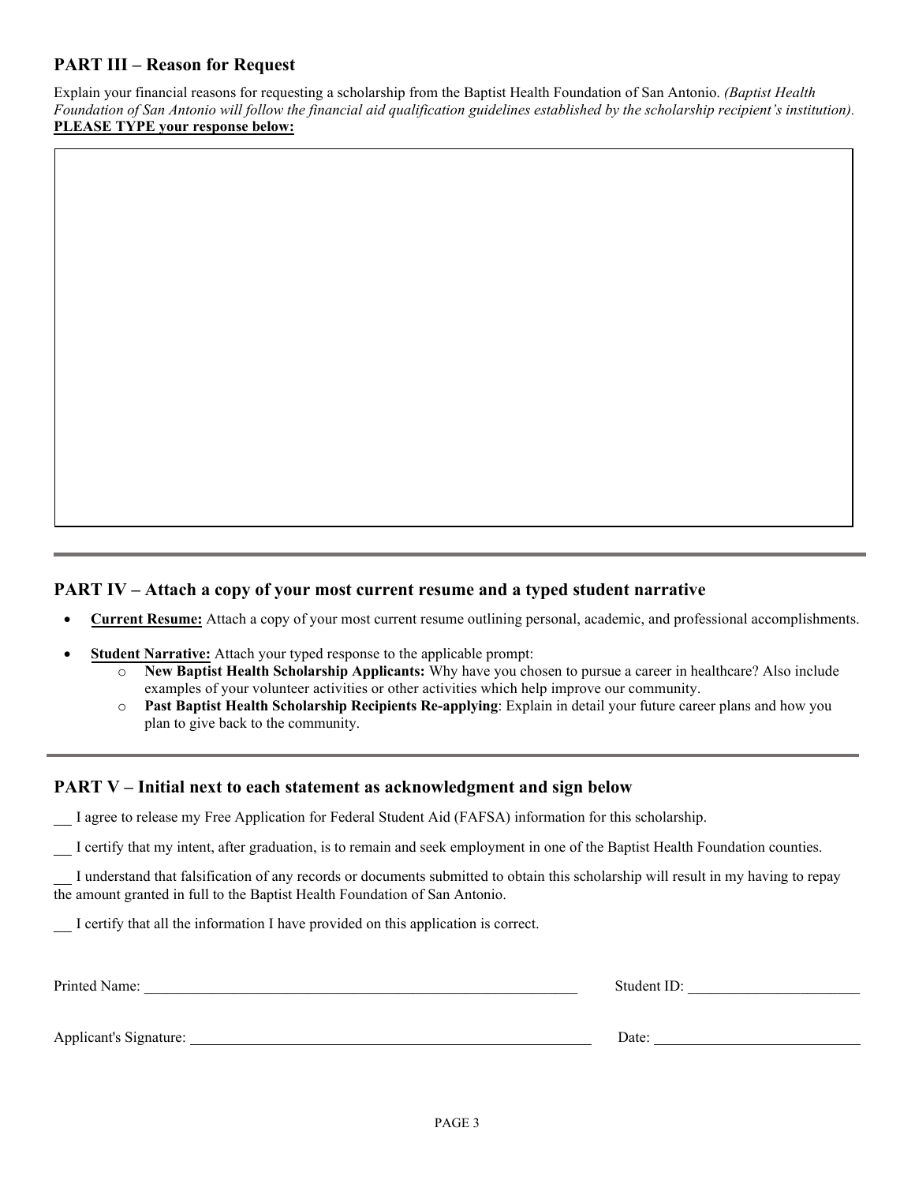## PART III – Reason for Request

Explain your financial reasons for requesting a scholarship from the Baptist Health Foundation of San Antonio. *(Baptist Health Foundation of San Antonio will follow the financial aid qualification guidelines established by the scholarship recipient's institution).*
**PLEASE TYPE your response below:**

---

## PART IV – Attach a copy of your most current resume and a typed student narrative

- **Current Resume:** Attach a copy of your most current resume outlining personal, academic, and professional accomplishments.
- **Student Narrative:** Attach your typed response to the applicable prompt:
  - **New Baptist Health Scholarship Applicants:** Why have you chosen to pursue a career in healthcare? Also include examples of your volunteer activities or other activities which help improve our community.
  - **Past Baptist Health Scholarship Recipients Re-applying**: Explain in detail your future career plans and how you plan to give back to the community.

---

## PART V – Initial next to each statement as acknowledgment and sign below

___ I agree to release my Free Application for Federal Student Aid (FAFSA) information for this scholarship.

___ I certify that my intent, after graduation, is to remain and seek employment in one of the Baptist Health Foundation counties.

___ I understand that falsification of any records or documents submitted to obtain this scholarship will result in my having to repay the amount granted in full to the Baptist Health Foundation of San Antonio.

___ I certify that all the information I have provided on this application is correct.

Printed Name: ______________________________ Student ID: ______________________

Applicant's Signature: ______________________________ Date: ______________________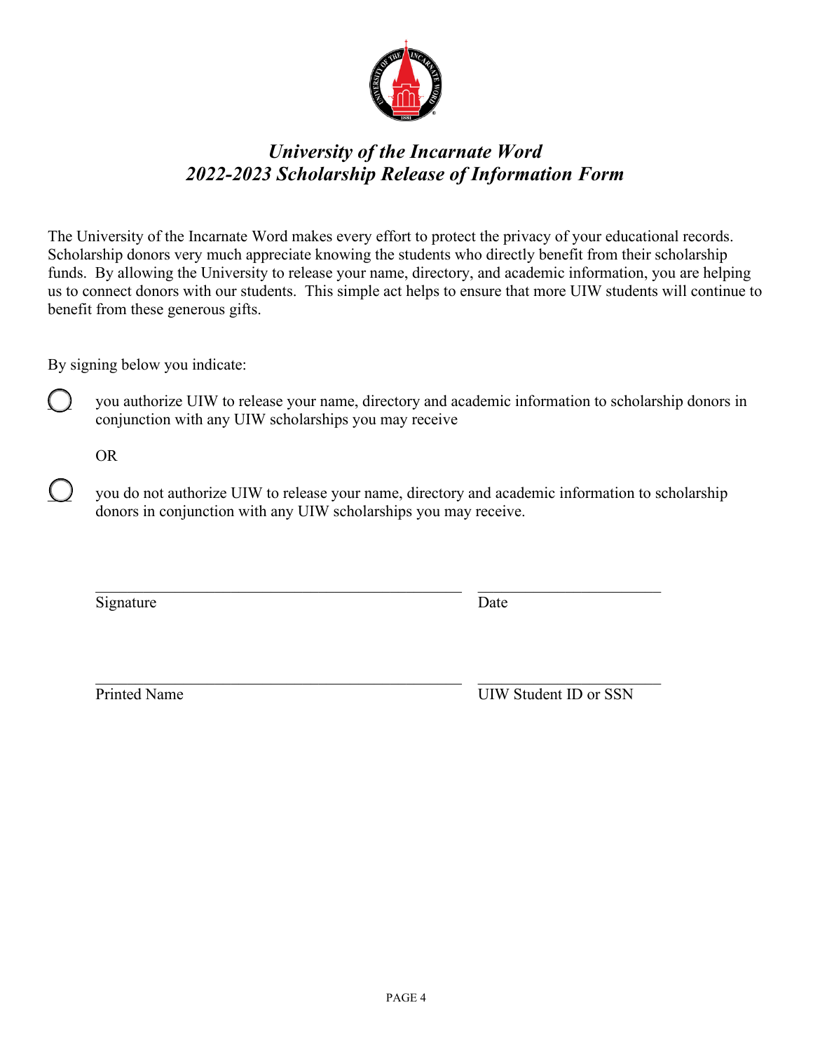# *University of the Incarnate Word*
# *2022-2023 Scholarship Release of Information Form*

The University of the Incarnate Word makes every effort to protect the privacy of your educational records. Scholarship donors very much appreciate knowing the students who directly benefit from their scholarship funds. By allowing the University to release your name, directory, and academic information, you are helping us to connect donors with our students. This simple act helps to ensure that more UIW students will continue to benefit from these generous gifts.

By signing below you indicate:

- ◯ you authorize UIW to release your name, directory and academic information to scholarship donors in conjunction with any UIW scholarships you may receive

  OR

- ◯ you do not authorize UIW to release your name, directory and academic information to scholarship donors in conjunction with any UIW scholarships you may receive.

\_\_\_\_\_\_\_\_\_\_\_\_\_\_\_\_\_\_\_\_\_\_\_\_\_\_\_\_\_\_\_\_\_\_\_\_\_\_\_\_ \_\_\_\_\_\_\_\_\_\_\_\_\_\_\_\_\_\_\_\_
Signature Date

\_\_\_\_\_\_\_\_\_\_\_\_\_\_\_\_\_\_\_\_\_\_\_\_\_\_\_\_\_\_\_\_\_\_\_\_\_\_\_\_ \_\_\_\_\_\_\_\_\_\_\_\_\_\_\_\_\_\_\_\_
Printed Name UIW Student ID or SSN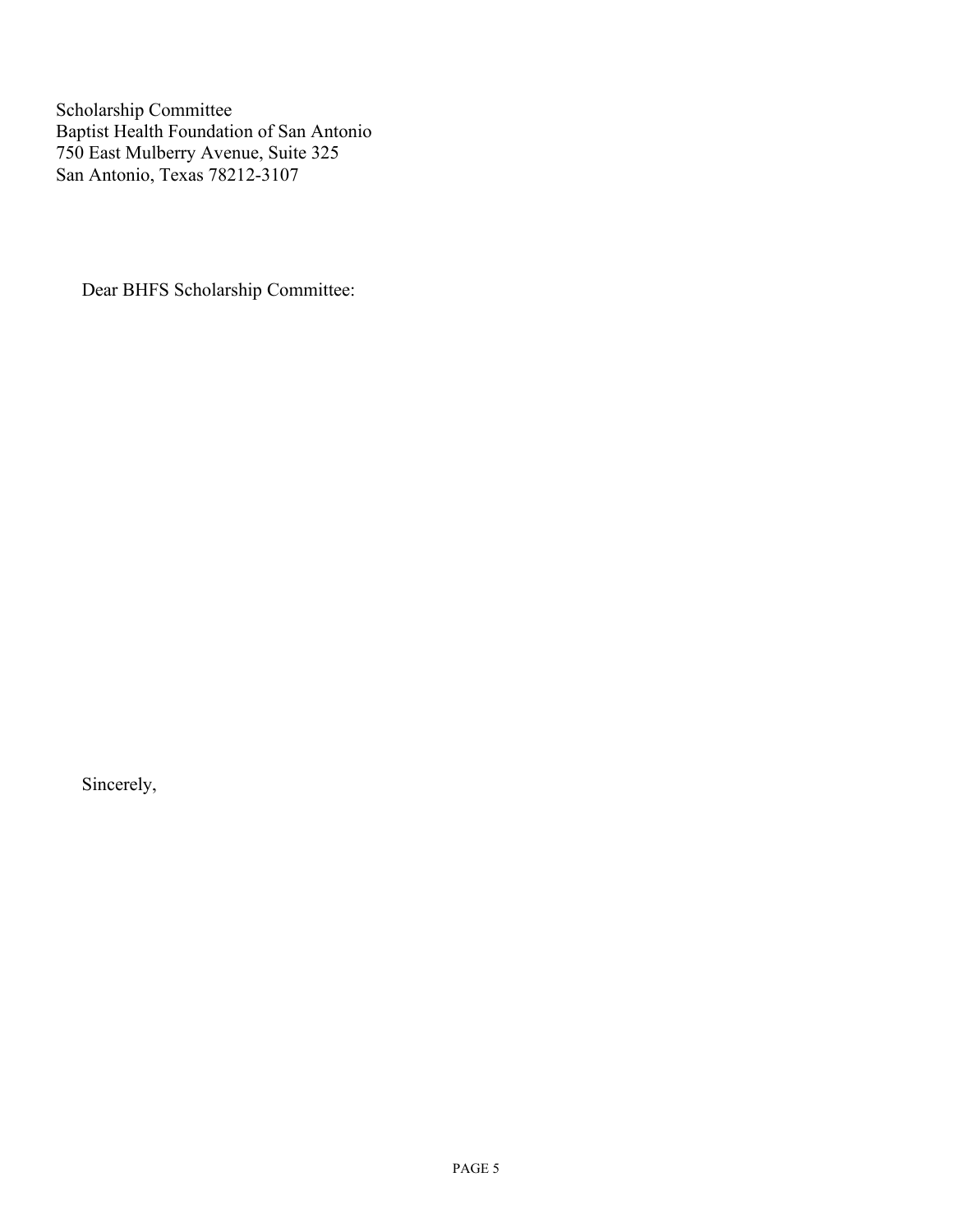Scholarship Committee
Baptist Health Foundation of San Antonio
750 East Mulberry Avenue, Suite 325
San Antonio, Texas 78212-3107

Dear BHFS Scholarship Committee:

Sincerely,